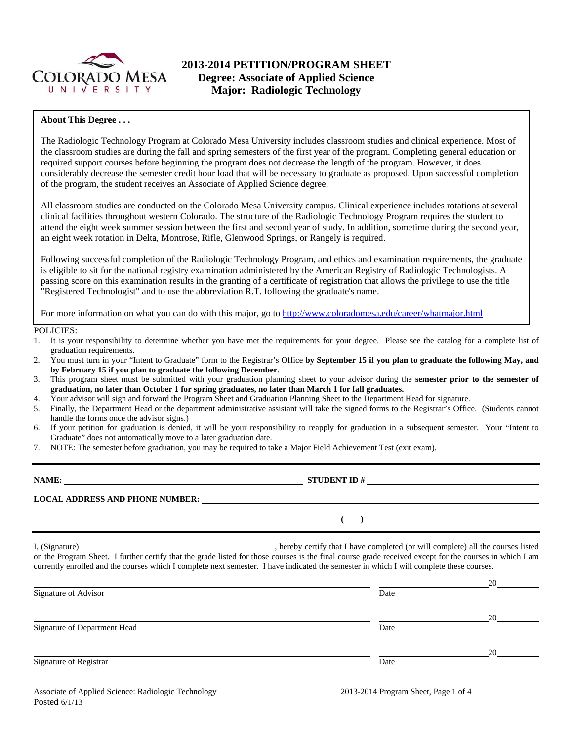# 2013-2014 PETITION/PROGRAM SHEET
## Degree: Associate of Applied Science
## Major: Radiologic Technology

**About This Degree . . .**

The Radiologic Technology Program at Colorado Mesa University includes classroom studies and clinical experience. Most of the classroom studies are during the fall and spring semesters of the first year of the program. Completing general education or required support courses before beginning the program does not decrease the length of the program. However, it does considerably decrease the semester credit hour load that will be necessary to graduate as proposed. Upon successful completion of the program, the student receives an Associate of Applied Science degree.

All classroom studies are conducted on the Colorado Mesa University campus. Clinical experience includes rotations at several clinical facilities throughout western Colorado. The structure of the Radiologic Technology Program requires the student to attend the eight week summer session between the first and second year of study. In addition, sometime during the second year, an eight week rotation in Delta, Montrose, Rifle, Glenwood Springs, or Rangely is required.

Following successful completion of the Radiologic Technology Program, and ethics and examination requirements, the graduate is eligible to sit for the national registry examination administered by the American Registry of Radiologic Technologists. A passing score on this examination results in the granting of a certificate of registration that allows the privilege to use the title "Registered Technologist" and to use the abbreviation R.T. following the graduate's name.

For more information on what you can do with this major, go to http://www.coloradomesa.edu/career/whatmajor.html

POLICIES:

1. It is your responsibility to determine whether you have met the requirements for your degree. Please see the catalog for a complete list of graduation requirements.
2. You must turn in your "Intent to Graduate" form to the Registrar's Office **by September 15 if you plan to graduate the following May, and by February 15 if you plan to graduate the following December**.
3. This program sheet must be submitted with your graduation planning sheet to your advisor during the **semester prior to the semester of graduation, no later than October 1 for spring graduates, no later than March 1 for fall graduates.**
4. Your advisor will sign and forward the Program Sheet and Graduation Planning Sheet to the Department Head for signature.
5. Finally, the Department Head or the department administrative assistant will take the signed forms to the Registrar's Office. (Students cannot handle the forms once the advisor signs.)
6. If your petition for graduation is denied, it will be your responsibility to reapply for graduation in a subsequent semester. Your "Intent to Graduate" does not automatically move to a later graduation date.
7. NOTE: The semester before graduation, you may be required to take a Major Field Achievement Test (exit exam).

---

**NAME:** ______________________________ **STUDENT ID #** ______________________________

**LOCAL ADDRESS AND PHONE NUMBER:** ______________________________

______________________________ **(    )** ______________________________

I, (Signature)______________________________, hereby certify that I have completed (or will complete) all the courses listed on the Program Sheet. I further certify that the grade listed for those courses is the final course grade received except for the courses in which I am currently enrolled and the courses which I complete next semester. I have indicated the semester in which I will complete these courses.

______________________________ ______________ 20______
Signature of Advisor Date

______________________________ ______________ 20______
Signature of Department Head Date

______________________________ ______________ 20______
Signature of Registrar Date

Associate of Applied Science: Radiologic Technology
Posted 6/1/13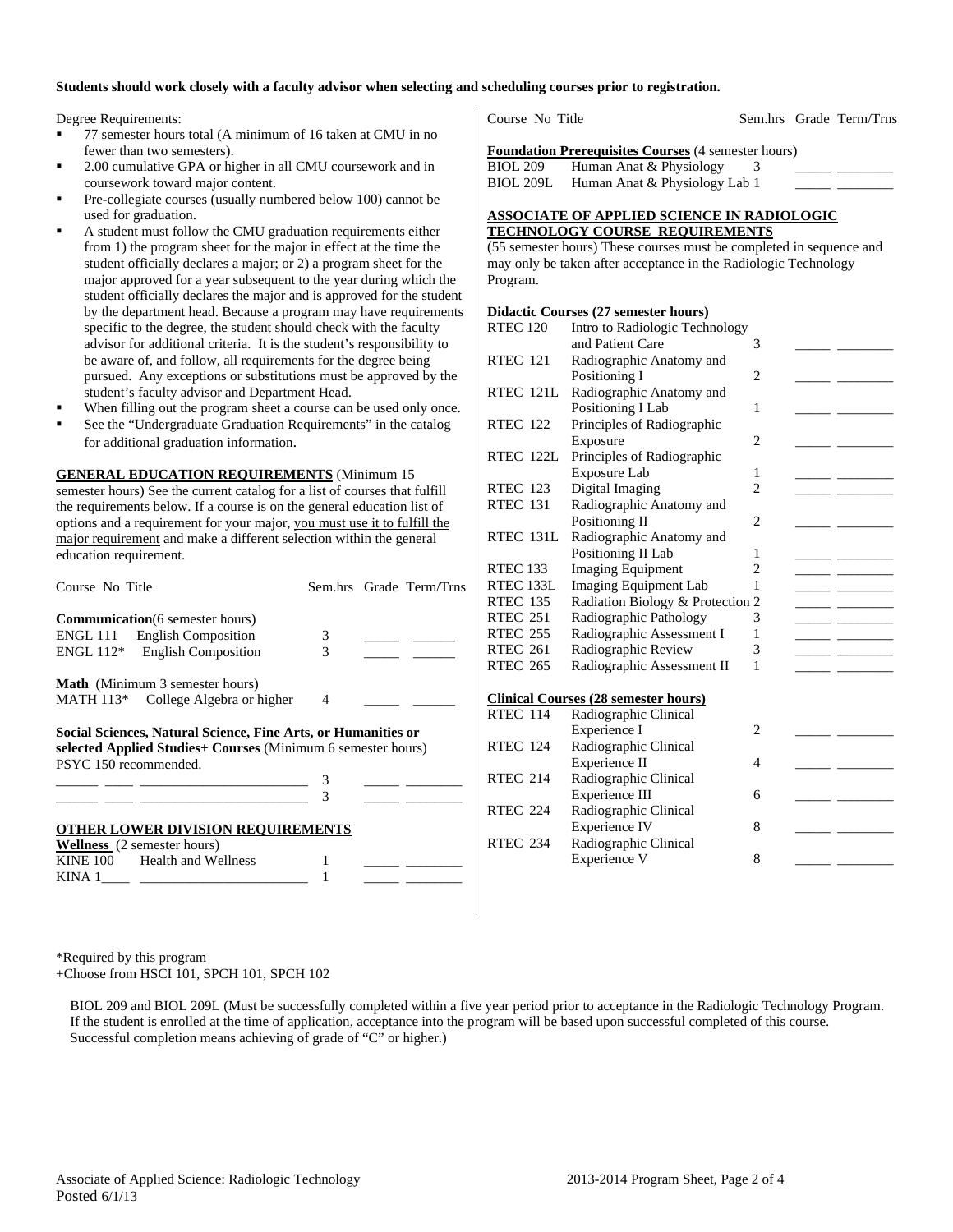**Students should work closely with a faculty advisor when selecting and scheduling courses prior to registration.**

Degree Requirements:

- 77 semester hours total (A minimum of 16 taken at CMU in no fewer than two semesters).
- 2.00 cumulative GPA or higher in all CMU coursework and in coursework toward major content.
- Pre-collegiate courses (usually numbered below 100) cannot be used for graduation.
- A student must follow the CMU graduation requirements either from 1) the program sheet for the major in effect at the time the student officially declares a major; or 2) a program sheet for the major approved for a year subsequent to the year during which the student officially declares the major and is approved for the student by the department head. Because a program may have requirements specific to the degree, the student should check with the faculty advisor for additional criteria. It is the student's responsibility to be aware of, and follow, all requirements for the degree being pursued. Any exceptions or substitutions must be approved by the student's faculty advisor and Department Head.
- When filling out the program sheet a course can be used only once.
- See the "Undergraduate Graduation Requirements" in the catalog for additional graduation information.

**GENERAL EDUCATION REQUIREMENTS** (Minimum 15 semester hours) See the current catalog for a list of courses that fulfill the requirements below. If a course is on the general education list of options and a requirement for your major, you must use it to fulfill the major requirement and make a different selection within the general education requirement.

| Course No | Title | Sem.hrs | Grade | Term/Trns |
|---|---|---|---|---|
| **Communication** (6 semester hours) | | | | |
| ENGL 111 | English Composition | 3 | _____ | ______ |
| ENGL 112* | English Composition | 3 | _____ | ______ |
| **Math** (Minimum 3 semester hours) | | | | |
| MATH 113* | College Algebra or higher | 4 | _____ | ______ |
| **Social Sciences, Natural Science, Fine Arts, or Humanities or selected Applied Studies+ Courses** (Minimum 6 semester hours) PSYC 150 recommended. | | | | |
| ______ ____ | ______________________ | 3 | _____ | ________ |
| ______ ____ | ______________________ | 3 | _____ | ________ |

**OTHER LOWER DIVISION REQUIREMENTS**

| Course No | Title | Sem.hrs | Grade | Term/Trns |
|---|---|---|---|---|
| **Wellness** (2 semester hours) | | | | |
| KINE 100 | Health and Wellness | 1 | _____ | ________ |
| KINA 1____ | ______________________ | 1 | _____ | ________ |

| Course No | Title | Sem.hrs | Grade | Term/Trns |
|---|---|---|---|---|
| **Foundation Prerequisites Courses** (4 semester hours) | | | | |
| BIOL 209 | Human Anat & Physiology | 3 | _____ | ________ |
| BIOL 209L | Human Anat & Physiology Lab | 1 | _____ | ________ |

**ASSOCIATE OF APPLIED SCIENCE IN RADIOLOGIC TECHNOLOGY COURSE REQUIREMENTS**

(55 semester hours) These courses must be completed in sequence and may only be taken after acceptance in the Radiologic Technology Program.

| Course No | Title | Sem.hrs | Grade | Term/Trns |
|---|---|---|---|---|
| **Didactic Courses (27 semester hours)** | | | | |
| RTEC 120 | Intro to Radiologic Technology and Patient Care | 3 | _____ | ________ |
| RTEC 121 | Radiographic Anatomy and Positioning I | 2 | _____ | ________ |
| RTEC 121L | Radiographic Anatomy and Positioning I Lab | 1 | _____ | ________ |
| RTEC 122 | Principles of Radiographic Exposure | 2 | _____ | ________ |
| RTEC 122L | Principles of Radiographic Exposure Lab | 1 | _____ | ________ |
| RTEC 123 | Digital Imaging | 2 | _____ | ________ |
| RTEC 131 | Radiographic Anatomy and Positioning II | 2 | _____ | ________ |
| RTEC 131L | Radiographic Anatomy and Positioning II Lab | 1 | _____ | ________ |
| RTEC 133 | Imaging Equipment | 2 | _____ | ________ |
| RTEC 133L | Imaging Equipment Lab | 1 | _____ | ________ |
| RTEC 135 | Radiation Biology & Protection | 2 | _____ | ________ |
| RTEC 251 | Radiographic Pathology | 3 | _____ | ________ |
| RTEC 255 | Radiographic Assessment I | 1 | _____ | ________ |
| RTEC 261 | Radiographic Review | 3 | _____ | ________ |
| RTEC 265 | Radiographic Assessment II | 1 | _____ | ________ |
| **Clinical Courses (28 semester hours)** | | | | |
| RTEC 114 | Radiographic Clinical Experience I | 2 | _____ | ________ |
| RTEC 124 | Radiographic Clinical Experience II | 4 | _____ | ________ |
| RTEC 214 | Radiographic Clinical Experience III | 6 | _____ | ________ |
| RTEC 224 | Radiographic Clinical Experience IV | 8 | _____ | ________ |
| RTEC 234 | Radiographic Clinical Experience V | 8 | _____ | ________ |

*Required by this program
+Choose from HSCI 101, SPCH 101, SPCH 102

BIOL 209 and BIOL 209L (Must be successfully completed within a five year period prior to acceptance in the Radiologic Technology Program. If the student is enrolled at the time of application, acceptance into the program will be based upon successful completed of this course. Successful completion means achieving of grade of "C" or higher.)

Associate of Applied Science: Radiologic Technology
Posted 6/1/13
2013-2014 Program Sheet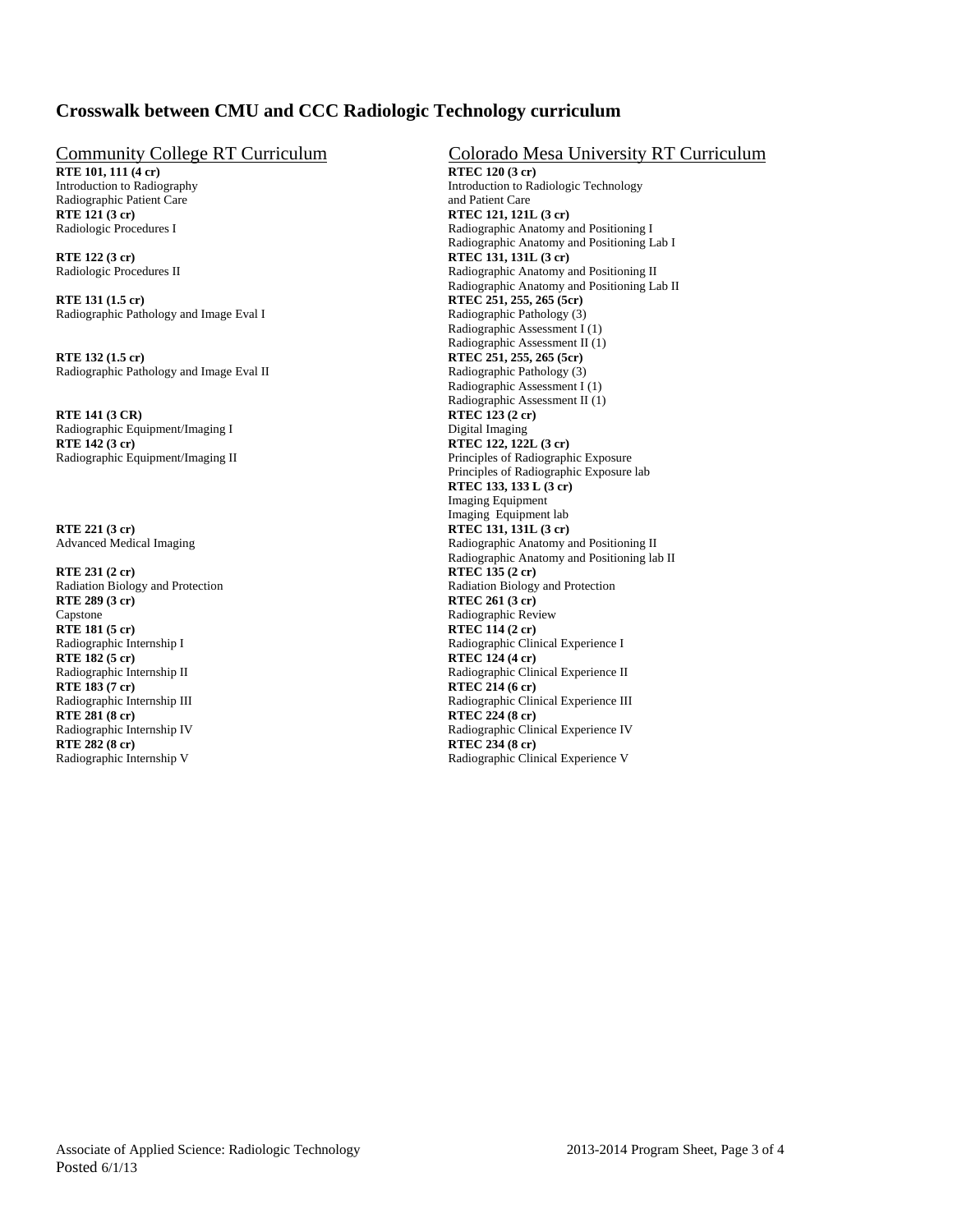## Crosswalk between CMU and CCC Radiologic Technology curriculum

| Community College RT Curriculum | Colorado Mesa University RT Curriculum |
|---|---|
| **RTE 101, 111 (4 cr)**<br>Introduction to Radiography<br>Radiographic Patient Care | **RTEC 120 (3 cr)**<br>Introduction to Radiologic Technology and Patient Care |
| **RTE 121 (3 cr)**<br>Radiologic Procedures I | **RTEC 121, 121L (3 cr)**<br>Radiographic Anatomy and Positioning I<br>Radiographic Anatomy and Positioning Lab I |
| **RTE 122 (3 cr)**<br>Radiologic Procedures II | **RTEC 131, 131L (3 cr)**<br>Radiographic Anatomy and Positioning II<br>Radiographic Anatomy and Positioning Lab II |
| **RTE 131 (1.5 cr)**<br>Radiographic Pathology and Image Eval I | **RTEC 251, 255, 265 (5cr)**<br>Radiographic Pathology (3)<br>Radiographic Assessment I (1)<br>Radiographic Assessment II (1) |
| **RTE 132 (1.5 cr)**<br>Radiographic Pathology and Image Eval II | **RTEC 251, 255, 265 (5cr)**<br>Radiographic Pathology (3)<br>Radiographic Assessment I (1)<br>Radiographic Assessment II (1) |
| **RTE 141 (3 CR)**<br>Radiographic Equipment/Imaging I | **RTEC 123 (2 cr)**<br>Digital Imaging |
| **RTE 142 (3 cr)**<br>Radiographic Equipment/Imaging II | **RTEC 122, 122L (3 cr)**<br>Principles of Radiographic Exposure<br>Principles of Radiographic Exposure lab<br>**RTEC 133, 133 L (3 cr)**<br>Imaging Equipment<br>Imaging Equipment lab |
| **RTE 221 (3 cr)**<br>Advanced Medical Imaging | **RTEC 131, 131L (3 cr)**<br>Radiographic Anatomy and Positioning II<br>Radiographic Anatomy and Positioning lab II |
| **RTE 231 (2 cr)**<br>Radiation Biology and Protection | **RTEC 135 (2 cr)**<br>Radiation Biology and Protection |
| **RTE 289 (3 cr)**<br>Capstone | **RTEC 261 (3 cr)**<br>Radiographic Review |
| **RTE 181 (5 cr)**<br>Radiographic Internship I | **RTEC 114 (2 cr)**<br>Radiographic Clinical Experience I |
| **RTE 182 (5 cr)**<br>Radiographic Internship II | **RTEC 124 (4 cr)**<br>Radiographic Clinical Experience II |
| **RTE 183 (7 cr)**<br>Radiographic Internship III | **RTEC 214 (6 cr)**<br>Radiographic Clinical Experience III |
| **RTE 281 (8 cr)**<br>Radiographic Internship IV | **RTEC 224 (8 cr)**<br>Radiographic Clinical Experience IV |
| **RTE 282 (8 cr)**<br>Radiographic Internship V | **RTEC 234 (8 cr)**<br>Radiographic Clinical Experience V |

Associate of Applied Science: Radiologic Technology
Posted 6/1/13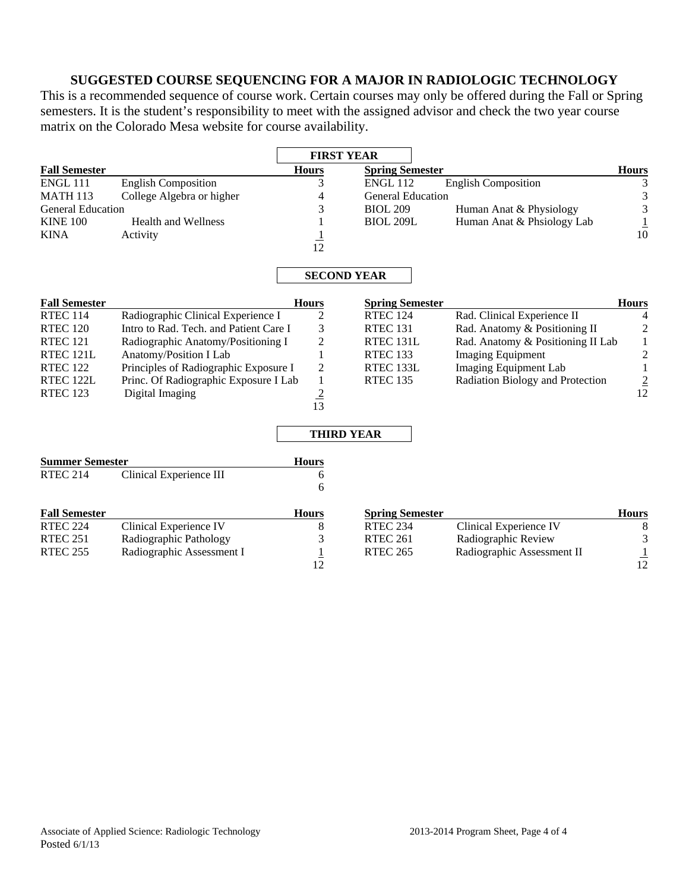# SUGGESTED COURSE SEQUENCING FOR A MAJOR IN RADIOLOGIC TECHNOLOGY

This is a recommended sequence of course work. Certain courses may only be offered during the Fall or Spring semesters. It is the student's responsibility to meet with the assigned advisor and check the two year course matrix on the Colorado Mesa website for course availability.

## FIRST YEAR

| Fall Semester | | Hours | Spring Semester | | Hours |
|---|---|---|---|---|---|
| ENGL 111 | English Composition | 3 | ENGL 112 | English Composition | 3 |
| MATH 113 | College Algebra or higher | 4 | General Education | | 3 |
| General Education | | 3 | BIOL 209 | Human Anat & Physiology | 3 |
| KINE 100 | Health and Wellness | 1 | BIOL 209L | Human Anat & Phsiology Lab | 1 |
| KINA | Activity | 1 | | | 10 |
| | | 12 | | | |

## SECOND YEAR

| Fall Semester | | Hours | Spring Semester | | Hours |
|---|---|---|---|---|---|
| RTEC 114 | Radiographic Clinical Experience I | 2 | RTEC 124 | Rad. Clinical Experience II | 4 |
| RTEC 120 | Intro to Rad. Tech. and Patient Care I | 3 | RTEC 131 | Rad. Anatomy & Positioning II | 2 |
| RTEC 121 | Radiographic Anatomy/Positioning I | 2 | RTEC 131L | Rad. Anatomy & Positioning II Lab | 1 |
| RTEC 121L | Anatomy/Position I Lab | 1 | RTEC 133 | Imaging Equipment | 2 |
| RTEC 122 | Principles of Radiographic Exposure I | 2 | RTEC 133L | Imaging Equipment Lab | 1 |
| RTEC 122L | Princ. Of Radiographic Exposure I Lab | 1 | RTEC 135 | Radiation Biology and Protection | 2 |
| RTEC 123 | Digital Imaging | 2 | | | 12 |
| | | 13 | | | |

## THIRD YEAR

| Summer Semester | | Hours |
|---|---|---|
| RTEC 214 | Clinical Experience III | 6 |
| | | 6 |

| Fall Semester | | Hours | Spring Semester | | Hours |
|---|---|---|---|---|---|
| RTEC 224 | Clinical Experience IV | 8 | RTEC 234 | Clinical Experience IV | 8 |
| RTEC 251 | Radiographic Pathology | 3 | RTEC 261 | Radiographic Review | 3 |
| RTEC 255 | Radiographic Assessment I | 1 | RTEC 265 | Radiographic Assessment II | 1 |
| | | 12 | | | 12 |

Associate of Applied Science: Radiologic Technology
Posted 6/1/13